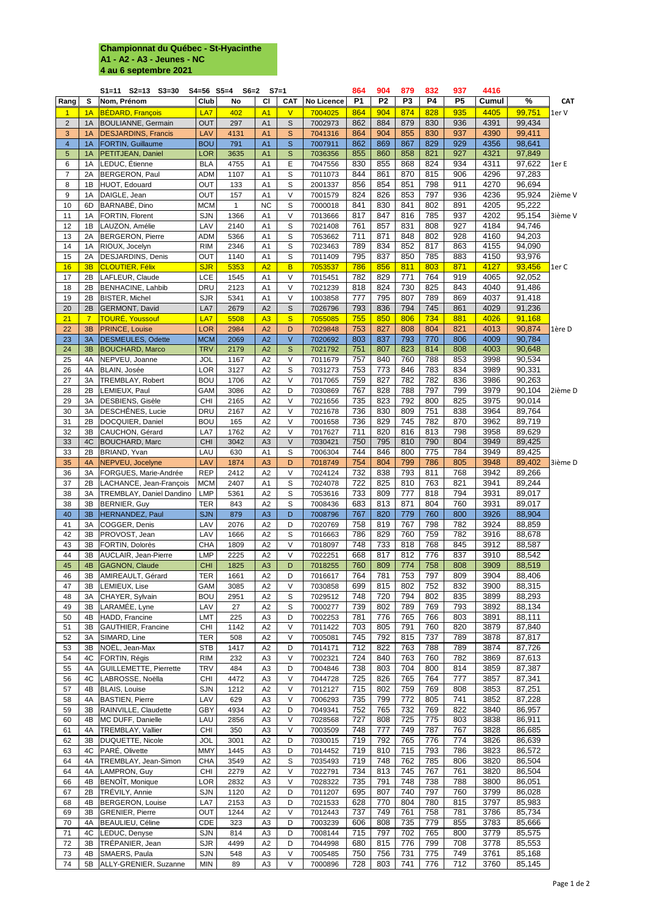**Championnat du Québec - St-Hyacinthe**
**A1 - A2 - A3 - Jeunes - NC**
**4 au 6 septembre 2021**

S1=11 S2=13 S3=30 S4=56 S5=4 S6=2 S7=1

| Rang | S | Nom, Prénom | Club | No | Cl | CAT | No Licence | P1 | P2 | P3 | P4 | P5 | Cumul | % | CAT |
|---|---|---|---|---|---|---|---|---|---|---|---|---|---|---|---|
| | | | | | | | | 864 | 904 | 879 | 832 | 937 | 4416 | | |
| 1 | 1A | BÉDARD, François | LA7 | 402 | A1 | V | 7004025 | 864 | 904 | 874 | 828 | 935 | 4405 | 99,751 | 1er V |
| 2 | 1A | BOULIANNE, Germain | OUT | 297 | A1 | S | 7002973 | 862 | 884 | 879 | 830 | 936 | 4391 | 99,434 | |
| 3 | 1A | DESJARDINS, Francis | LAV | 4131 | A1 | S | 7041316 | 864 | 904 | 855 | 830 | 937 | 4390 | 99,411 | |
| 4 | 1A | FORTIN, Guillaume | BOU | 791 | A1 | S | 7007911 | 862 | 869 | 867 | 829 | 929 | 4356 | 98,641 | |
| 5 | 1A | PETITJEAN, Daniel | LOR | 3635 | A1 | S | 7036356 | 855 | 860 | 858 | 821 | 927 | 4321 | 97,849 | |
| 6 | 1A | LEDUC, Étienne | BLA | 4755 | A1 | E | 7047556 | 830 | 855 | 868 | 824 | 934 | 4311 | 97,622 | 1er E |
| 7 | 2A | BERGERON, Paul | ADM | 1107 | A1 | S | 7011073 | 844 | 861 | 870 | 815 | 906 | 4296 | 97,283 | |
| 8 | 1B | HUOT, Edouard | OUT | 133 | A1 | S | 2001337 | 856 | 854 | 851 | 798 | 911 | 4270 | 96,694 | |
| 9 | 1A | DAIGLE, Jean | OUT | 157 | A1 | V | 7001579 | 824 | 826 | 853 | 797 | 936 | 4236 | 95,924 | 2ième V |
| 10 | 6D | BARNABÉ, Dino | MCM | 1 | NC | S | 7000018 | 841 | 830 | 841 | 802 | 891 | 4205 | 95,222 | |
| 11 | 1A | FORTIN, Florent | SJN | 1366 | A1 | V | 7013666 | 817 | 847 | 816 | 785 | 937 | 4202 | 95,154 | 3ième V |
| 12 | 1B | LAUZON, Amélie | LAV | 2140 | A1 | S | 7021408 | 761 | 857 | 831 | 808 | 927 | 4184 | 94,746 | |
| 13 | 2A | BERGERON, Pierre | ADM | 5366 | A1 | S | 7053662 | 711 | 871 | 848 | 802 | 928 | 4160 | 94,203 | |
| 14 | 1A | RIOUX, Jocelyn | RIM | 2346 | A1 | S | 7023463 | 789 | 834 | 852 | 817 | 863 | 4155 | 94,090 | |
| 15 | 2A | DESJARDINS, Denis | OUT | 1140 | A1 | S | 7011409 | 795 | 837 | 850 | 785 | 883 | 4150 | 93,976 | |
| 16 | 3B | CLOUTIER, Félix | SJR | 5353 | A2 | B | 7053537 | 786 | 856 | 811 | 803 | 871 | 4127 | 93,456 | 1er C |
| 17 | 2B | LAFLEUR, Claude | LCE | 1545 | A1 | V | 7015451 | 782 | 829 | 771 | 764 | 919 | 4065 | 92,052 | |
| 18 | 2B | BENHACINE, Lahbib | DRU | 2123 | A1 | V | 7021239 | 818 | 824 | 730 | 825 | 843 | 4040 | 91,486 | |
| 19 | 2B | BISTER, Michel | SJR | 5341 | A1 | V | 1003858 | 777 | 795 | 807 | 789 | 869 | 4037 | 91,418 | |
| 20 | 2B | GERMONT, David | LA7 | 2679 | A2 | S | 7026796 | 793 | 836 | 794 | 745 | 861 | 4029 | 91,236 | |
| 21 | 7 | TOURÉ, Youssouf | LA7 | 5508 | A3 | S | 7055085 | 755 | 850 | 806 | 734 | 881 | 4026 | 91,168 | |
| 22 | 3B | PRINCE, Louise | LOR | 2984 | A2 | D | 7029848 | 753 | 827 | 808 | 804 | 821 | 4013 | 90,874 | 1ère D |
| 23 | 3A | DESMEULES, Odette | MCM | 2069 | A2 | V | 7020692 | 803 | 837 | 793 | 770 | 806 | 4009 | 90,784 | |
| 24 | 3B | BOUCHARD, Marco | TRV | 2179 | A2 | S | 7021792 | 751 | 807 | 823 | 814 | 808 | 4003 | 90,648 | |
| 25 | 4A | NEPVEU, Joanne | JOL | 1167 | A2 | V | 7011679 | 757 | 840 | 760 | 788 | 853 | 3998 | 90,534 | |
| 26 | 4A | BLAIN, Josée | LOR | 3127 | A2 | S | 7031273 | 753 | 773 | 846 | 783 | 834 | 3989 | 90,331 | |
| 27 | 3A | TREMBLAY, Robert | BOU | 1706 | A2 | V | 7017065 | 759 | 827 | 782 | 782 | 836 | 3986 | 90,263 | |
| 28 | 2B | LEMIEUX, Paul | GAM | 3086 | A2 | D | 7030869 | 767 | 828 | 788 | 797 | 799 | 3979 | 90,104 | 2ième D |
| 29 | 3A | DESBIENS, Gisèle | CHI | 2165 | A2 | V | 7021656 | 735 | 823 | 792 | 800 | 825 | 3975 | 90,014 | |
| 30 | 3A | DESCHÊNES, Lucie | DRU | 2167 | A2 | V | 7021678 | 736 | 830 | 809 | 751 | 838 | 3964 | 89,764 | |
| 31 | 2B | DOCQUIER, Daniel | BOU | 165 | A2 | V | 7001658 | 736 | 829 | 745 | 782 | 870 | 3962 | 89,719 | |
| 32 | 3B | CAUCHON, Gérard | LA7 | 1762 | A2 | V | 7017627 | 711 | 820 | 816 | 813 | 798 | 3958 | 89,629 | |
| 33 | 4C | BOUCHARD, Marc | CHI | 3042 | A3 | V | 7030421 | 750 | 795 | 810 | 790 | 804 | 3949 | 89,425 | |
| 33 | 2B | BRIAND, Yvan | LAU | 630 | A1 | S | 7006304 | 744 | 846 | 800 | 775 | 784 | 3949 | 89,425 | |
| 35 | 4A | NEPVEU, Jocelyne | LAV | 1874 | A3 | D | 7018749 | 754 | 804 | 799 | 786 | 805 | 3948 | 89,402 | 3ième D |
| 36 | 3A | FORGUES, Marie-Andrée | REP | 2412 | A2 | V | 7024124 | 732 | 838 | 793 | 811 | 768 | 3942 | 89,266 | |
| 37 | 2B | LACHANCE, Jean-François | MCM | 2407 | A1 | S | 7024078 | 722 | 825 | 810 | 763 | 821 | 3941 | 89,244 | |
| 38 | 3A | TREMBLAY, Daniel Dandino | LMP | 5361 | A2 | S | 7053616 | 733 | 809 | 777 | 818 | 794 | 3931 | 89,017 | |
| 38 | 3B | BERNIER, Guy | TER | 843 | A2 | S | 7008436 | 683 | 813 | 871 | 804 | 760 | 3931 | 89,017 | |
| 40 | 3B | HERNANDEZ, Paul | SJN | 879 | A3 | D | 7008796 | 767 | 820 | 779 | 760 | 800 | 3926 | 88,904 | |
| 41 | 3A | COGGER, Denis | LAV | 2076 | A2 | D | 7020769 | 758 | 819 | 767 | 798 | 782 | 3924 | 88,859 | |
| 42 | 3B | PROVOST, Jean | LAV | 1666 | A2 | S | 7016663 | 786 | 829 | 760 | 759 | 782 | 3916 | 88,678 | |
| 43 | 3B | FORTIN, Dolorès | CHA | 1809 | A2 | V | 7018097 | 748 | 733 | 818 | 768 | 845 | 3912 | 88,587 | |
| 44 | 3B | AUCLAIR, Jean-Pierre | LMP | 2225 | A2 | V | 7022251 | 668 | 817 | 812 | 776 | 837 | 3910 | 88,542 | |
| 45 | 4B | GAGNON, Claude | CHI | 1825 | A3 | D | 7018255 | 760 | 809 | 774 | 758 | 808 | 3909 | 88,519 | |
| 46 | 3B | AMIREAULT, Gérard | TER | 1661 | A2 | D | 7016617 | 764 | 781 | 753 | 797 | 809 | 3904 | 88,406 | |
| 47 | 3B | LEMIEUX, Lise | GAM | 3085 | A2 | V | 7030858 | 699 | 815 | 802 | 752 | 832 | 3900 | 88,315 | |
| 48 | 3A | CHAYER, Sylvain | BOU | 2951 | A2 | S | 7029512 | 748 | 720 | 794 | 802 | 835 | 3899 | 88,293 | |
| 49 | 3B | LARAMÉE, Lyne | LAV | 27 | A2 | S | 7000277 | 739 | 802 | 789 | 769 | 793 | 3892 | 88,134 | |
| 50 | 4B | HADD, Francine | LMT | 225 | A3 | D | 7002253 | 781 | 776 | 765 | 766 | 803 | 3891 | 88,111 | |
| 51 | 3B | GAUTHIER, Francine | CHI | 1142 | A2 | V | 7011422 | 703 | 805 | 791 | 760 | 820 | 3879 | 87,840 | |
| 52 | 3A | SIMARD, Line | TER | 508 | A2 | V | 7005081 | 745 | 792 | 815 | 737 | 789 | 3878 | 87,817 | |
| 53 | 3B | NOËL, Jean-Max | STB | 1417 | A2 | D | 7014171 | 712 | 822 | 763 | 788 | 789 | 3874 | 87,726 | |
| 54 | 4C | FORTIN, Régis | RIM | 232 | A3 | V | 7002321 | 724 | 840 | 763 | 760 | 782 | 3869 | 87,613 | |
| 55 | 4A | GUILLEMETTE, Pierrette | TRV | 484 | A3 | D | 7004846 | 738 | 803 | 704 | 800 | 814 | 3859 | 87,387 | |
| 56 | 4C | LABROSSE, Noëlla | CHI | 4472 | A3 | V | 7044728 | 725 | 826 | 765 | 764 | 777 | 3857 | 87,341 | |
| 57 | 4B | BLAIS, Louise | SJN | 1212 | A2 | V | 7012127 | 715 | 802 | 759 | 769 | 808 | 3853 | 87,251 | |
| 58 | 4A | BASTIEN, Pierre | LAV | 629 | A3 | V | 7006293 | 735 | 799 | 772 | 805 | 741 | 3852 | 87,228 | |
| 59 | 3B | RAINVILLE, Claudette | GBY | 4934 | A2 | D | 7049341 | 752 | 765 | 732 | 769 | 822 | 3840 | 86,957 | |
| 60 | 4B | MC DUFF, Danielle | LAU | 2856 | A3 | V | 7028568 | 727 | 808 | 725 | 775 | 803 | 3838 | 86,911 | |
| 61 | 4A | TREMBLAY, Vallier | CHI | 350 | A3 | V | 7003509 | 748 | 777 | 749 | 787 | 767 | 3828 | 86,685 | |
| 62 | 3B | DUQUETTE, Nicole | JOL | 3001 | A2 | D | 7030015 | 719 | 792 | 765 | 776 | 774 | 3826 | 86,639 | |
| 63 | 4C | PARÉ, Olivette | MMY | 1445 | A3 | D | 7014452 | 719 | 810 | 715 | 793 | 786 | 3823 | 86,572 | |
| 64 | 4A | TREMBLAY, Jean-Simon | CHA | 3549 | A2 | S | 7035493 | 719 | 748 | 762 | 785 | 806 | 3820 | 86,504 | |
| 64 | 4A | LAMPRON, Guy | CHI | 2279 | A2 | V | 7022791 | 734 | 813 | 745 | 767 | 761 | 3820 | 86,504 | |
| 66 | 4B | BENOÎT, Monique | LOR | 2832 | A3 | V | 7028322 | 735 | 791 | 748 | 738 | 788 | 3800 | 86,051 | |
| 67 | 2B | TRÉVILY, Annie | SJN | 1120 | A2 | D | 7011207 | 695 | 807 | 740 | 797 | 760 | 3799 | 86,028 | |
| 68 | 4B | BERGERON, Louise | LA7 | 2153 | A3 | D | 7021533 | 628 | 770 | 804 | 780 | 815 | 3797 | 85,983 | |
| 69 | 3B | GRENIER, Pierre | OUT | 1244 | A2 | V | 7012443 | 737 | 749 | 761 | 758 | 781 | 3786 | 85,734 | |
| 70 | 4A | BEAULIEU, Céline | CDE | 323 | A3 | D | 7003239 | 606 | 808 | 735 | 779 | 855 | 3783 | 85,666 | |
| 71 | 4C | LEDUC, Denyse | SJN | 814 | A3 | D | 7008144 | 715 | 797 | 702 | 765 | 800 | 3779 | 85,575 | |
| 72 | 3B | TRÉPANIER, Jean | SJR | 4499 | A2 | D | 7044998 | 680 | 815 | 776 | 799 | 708 | 3778 | 85,553 | |
| 73 | 4B | SMAERS, Paula | SJN | 548 | A3 | V | 7005485 | 750 | 756 | 731 | 775 | 749 | 3761 | 85,168 | |
| 74 | 5B | ALLY-GRENIER, Suzanne | MIN | 89 | A3 | V | 7000896 | 728 | 803 | 741 | 776 | 712 | 3760 | 85,145 | |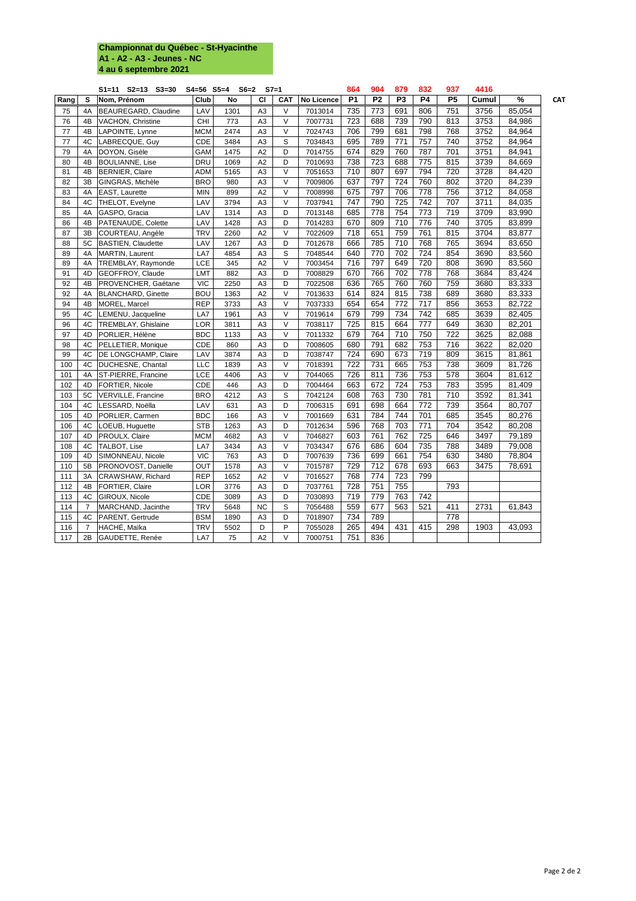**Championnat du Québec - St-Hyacinthe**
**A1 - A2 - A3 - Jeunes - NC**
**4 au 6 septembre 2021**

S1=11 S2=13 S3=30 S4=56 S5=4 S6=2 S7=1

| | | | | | | | | 864 | 904 | 879 | 832 | 937 | 4416 | | |
|---|---|---|---|---|---|---|---|---|---|---|---|---|---|---|---|
| **Rang** | **S** | **Nom, Prénom** | **Club** | **No** | **Cl** | **CAT** | **No Licence** | **P1** | **P2** | **P3** | **P4** | **P5** | **Cumul** | **%** | **CAT** |
| 75 | 4A | BEAUREGARD, Claudine | LAV | 1301 | A3 | V | 7013014 | 735 | 773 | 691 | 806 | 751 | 3756 | 85,054 | |
| 76 | 4B | VACHON, Christine | CHI | 773 | A3 | V | 7007731 | 723 | 688 | 739 | 790 | 813 | 3753 | 84,986 | |
| 77 | 4B | LAPOINTE, Lynne | MCM | 2474 | A3 | V | 7024743 | 706 | 799 | 681 | 798 | 768 | 3752 | 84,964 | |
| 77 | 4C | LABRECQUE, Guy | CDE | 3484 | A3 | S | 7034843 | 695 | 789 | 771 | 757 | 740 | 3752 | 84,964 | |
| 79 | 4A | DOYON, Gisèle | GAM | 1475 | A2 | D | 7014755 | 674 | 829 | 760 | 787 | 701 | 3751 | 84,941 | |
| 80 | 4B | BOULIANNE, Lise | DRU | 1069 | A2 | D | 7010693 | 738 | 723 | 688 | 775 | 815 | 3739 | 84,669 | |
| 81 | 4B | BERNIER, Claire | ADM | 5165 | A3 | V | 7051653 | 710 | 807 | 697 | 794 | 720 | 3728 | 84,420 | |
| 82 | 3B | GINGRAS, Michèle | BRO | 980 | A3 | V | 7009806 | 637 | 797 | 724 | 760 | 802 | 3720 | 84,239 | |
| 83 | 4A | EAST, Laurette | MIN | 899 | A2 | V | 7008998 | 675 | 797 | 706 | 778 | 756 | 3712 | 84,058 | |
| 84 | 4C | THELOT, Evelyne | LAV | 3794 | A3 | V | 7037941 | 747 | 790 | 725 | 742 | 707 | 3711 | 84,035 | |
| 85 | 4A | GASPO, Gracia | LAV | 1314 | A3 | D | 7013148 | 685 | 778 | 754 | 773 | 719 | 3709 | 83,990 | |
| 86 | 4B | PATENAUDE, Colette | LAV | 1428 | A3 | D | 7014283 | 670 | 809 | 710 | 776 | 740 | 3705 | 83,899 | |
| 87 | 3B | COURTEAU, Angèle | TRV | 2260 | A2 | V | 7022609 | 718 | 651 | 759 | 761 | 815 | 3704 | 83,877 | |
| 88 | 5C | BASTIEN, Claudette | LAV | 1267 | A3 | D | 7012678 | 666 | 785 | 710 | 768 | 765 | 3694 | 83,650 | |
| 89 | 4A | MARTIN, Laurent | LA7 | 4854 | A3 | S | 7048544 | 640 | 770 | 702 | 724 | 854 | 3690 | 83,560 | |
| 89 | 4A | TREMBLAY, Raymonde | LCE | 345 | A2 | V | 7003454 | 716 | 797 | 649 | 720 | 808 | 3690 | 83,560 | |
| 91 | 4D | GEOFFROY, Claude | LMT | 882 | A3 | D | 7008829 | 670 | 766 | 702 | 778 | 768 | 3684 | 83,424 | |
| 92 | 4B | PROVENCHER, Gaétane | VIC | 2250 | A3 | D | 7022508 | 636 | 765 | 760 | 760 | 759 | 3680 | 83,333 | |
| 92 | 4A | BLANCHARD, Ginette | BOU | 1363 | A2 | V | 7013633 | 614 | 824 | 815 | 738 | 689 | 3680 | 83,333 | |
| 94 | 4B | MOREL, Marcel | REP | 3733 | A3 | V | 7037333 | 654 | 654 | 772 | 717 | 856 | 3653 | 82,722 | |
| 95 | 4C | LEMENU, Jacqueline | LA7 | 1961 | A3 | V | 7019614 | 679 | 799 | 734 | 742 | 685 | 3639 | 82,405 | |
| 96 | 4C | TREMBLAY, Ghislaine | LOR | 3811 | A3 | V | 7038117 | 725 | 815 | 664 | 777 | 649 | 3630 | 82,201 | |
| 97 | 4D | PORLIER, Hélène | BDC | 1133 | A3 | V | 7011332 | 679 | 764 | 710 | 750 | 722 | 3625 | 82,088 | |
| 98 | 4C | PELLETIER, Monique | CDE | 860 | A3 | D | 7008605 | 680 | 791 | 682 | 753 | 716 | 3622 | 82,020 | |
| 99 | 4C | DE LONGCHAMP, Claire | LAV | 3874 | A3 | D | 7038747 | 724 | 690 | 673 | 719 | 809 | 3615 | 81,861 | |
| 100 | 4C | DUCHESNE, Chantal | LLC | 1839 | A3 | V | 7018391 | 722 | 731 | 665 | 753 | 738 | 3609 | 81,726 | |
| 101 | 4A | ST-PIERRE, Francine | LCE | 4406 | A3 | V | 7044065 | 726 | 811 | 736 | 753 | 578 | 3604 | 81,612 | |
| 102 | 4D | FORTIER, Nicole | CDE | 446 | A3 | D | 7004464 | 663 | 672 | 724 | 753 | 783 | 3595 | 81,409 | |
| 103 | 5C | VERVILLE, Francine | BRO | 4212 | A3 | S | 7042124 | 608 | 763 | 730 | 781 | 710 | 3592 | 81,341 | |
| 104 | 4C | LESSARD, Noëlla | LAV | 631 | A3 | D | 7006315 | 691 | 698 | 664 | 772 | 739 | 3564 | 80,707 | |
| 105 | 4D | PORLIER, Carmen | BDC | 166 | A3 | V | 7001669 | 631 | 784 | 744 | 701 | 685 | 3545 | 80,276 | |
| 106 | 4C | LOEUB, Huguette | STB | 1263 | A3 | D | 7012634 | 596 | 768 | 703 | 771 | 704 | 3542 | 80,208 | |
| 107 | 4D | PROULX, Claire | MCM | 4682 | A3 | V | 7046827 | 603 | 761 | 762 | 725 | 646 | 3497 | 79,189 | |
| 108 | 4C | TALBOT, Lise | LA7 | 3434 | A3 | V | 7034347 | 676 | 686 | 604 | 735 | 788 | 3489 | 79,008 | |
| 109 | 4D | SIMONNEAU, Nicole | VIC | 763 | A3 | D | 7007639 | 736 | 699 | 661 | 754 | 630 | 3480 | 78,804 | |
| 110 | 5B | PRONOVOST, Danielle | OUT | 1578 | A3 | V | 7015787 | 729 | 712 | 678 | 693 | 663 | 3475 | 78,691 | |
| 111 | 3A | CRAWSHAW, Richard | REP | 1652 | A2 | V | 7016527 | 768 | 774 | 723 | 799 | | | | |
| 112 | 4B | FORTIER, Claire | LOR | 3776 | A3 | D | 7037761 | 728 | 751 | 755 | | 793 | | | |
| 113 | 4C | GIROUX, Nicole | CDE | 3089 | A3 | D | 7030893 | 719 | 779 | 763 | 742 | | | | |
| 114 | 7 | MARCHAND, Jacinthe | TRV | 5648 | NC | S | 7056488 | 559 | 677 | 563 | 521 | 411 | 2731 | 61,843 | |
| 115 | 4C | PARENT, Gertrude | BSM | 1890 | A3 | D | 7018907 | 734 | 789 | | | 778 | | | |
| 116 | 7 | HACHÉ, Maïka | TRV | 5502 | D | P | 7055028 | 265 | 494 | 431 | 415 | 298 | 1903 | 43,093 | |
| 117 | 2B | GAUDETTE, Renée | LA7 | 75 | A2 | V | 7000751 | 751 | 836 | | | | | | |